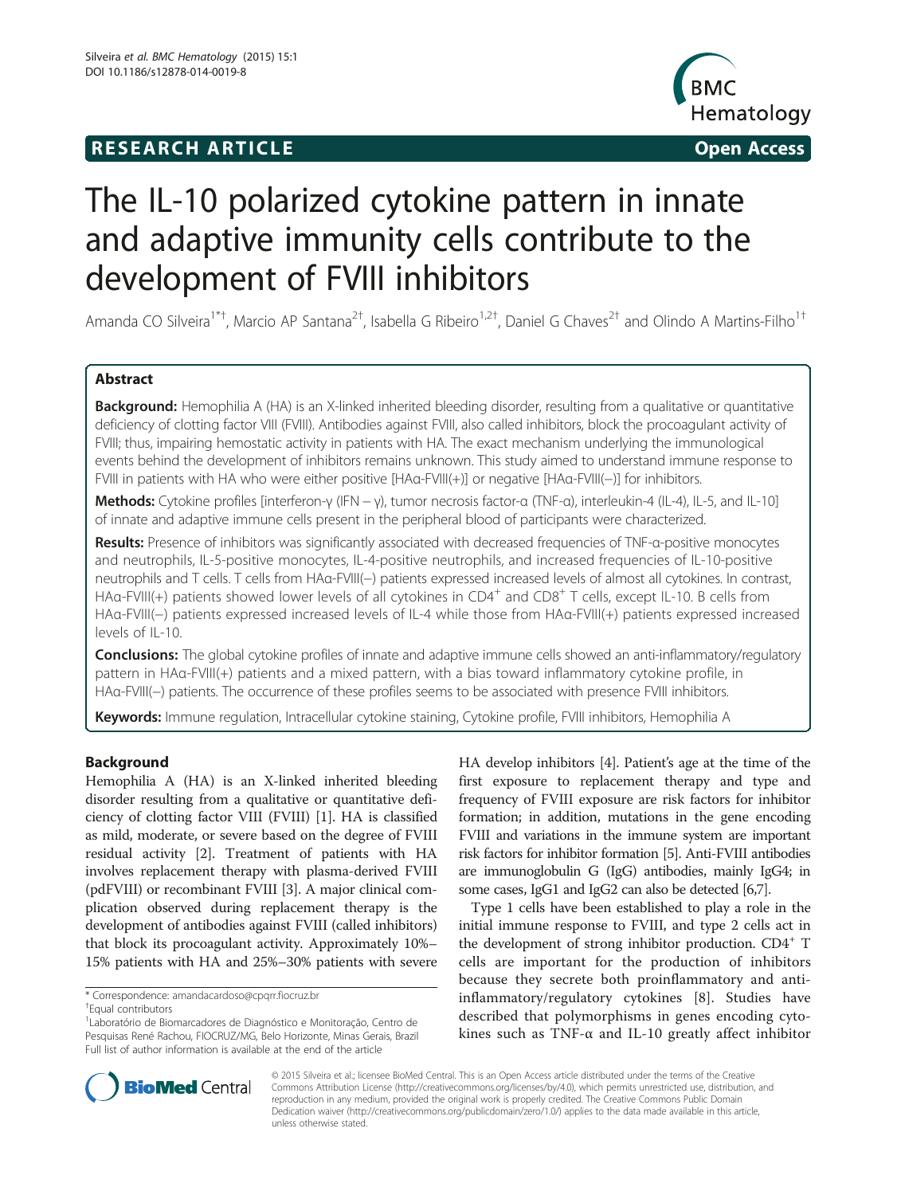**RESEARCH ARTICLE** **Open Access**

# The IL-10 polarized cytokine pattern in innate and adaptive immunity cells contribute to the development of FVIII inhibitors

Amanda CO Silveira[1*†], Marcio AP Santana[2†], Isabella G Ribeiro[1,2†], Daniel G Chaves[2†] and Olindo A Martins-Filho[1†]

## Abstract

**Background:** Hemophilia A (HA) is an X-linked inherited bleeding disorder, resulting from a qualitative or quantitative deficiency of clotting factor VIII (FVIII). Antibodies against FVIII, also called inhibitors, block the procoagulant activity of FVIII; thus, impairing hemostatic activity in patients with HA. The exact mechanism underlying the immunological events behind the development of inhibitors remains unknown. This study aimed to understand immune response to FVIII in patients with HA who were either positive [HAα-FVIII(+)] or negative [HAα-FVIII(−)] for inhibitors.

**Methods:** Cytokine profiles [interferon-γ (IFN − γ), tumor necrosis factor-α (TNF-α), interleukin-4 (IL-4), IL-5, and IL-10] of innate and adaptive immune cells present in the peripheral blood of participants were characterized.

**Results:** Presence of inhibitors was significantly associated with decreased frequencies of TNF-α-positive monocytes and neutrophils, IL-5-positive monocytes, IL-4-positive neutrophils, and increased frequencies of IL-10-positive neutrophils and T cells. T cells from HAα-FVIII(−) patients expressed increased levels of almost all cytokines. In contrast, HAα-FVIII(+) patients showed lower levels of all cytokines in $CD4^+$ and $CD8^+$ T cells, except IL-10. B cells from HAα-FVIII(−) patients expressed increased levels of IL-4 while those from HAα-FVIII(+) patients expressed increased levels of IL-10.

**Conclusions:** The global cytokine profiles of innate and adaptive immune cells showed an anti-inflammatory/regulatory pattern in HAα-FVIII(+) patients and a mixed pattern, with a bias toward inflammatory cytokine profile, in HAα-FVIII(−) patients. The occurrence of these profiles seems to be associated with presence FVIII inhibitors.

**Keywords:** Immune regulation, Intracellular cytokine staining, Cytokine profile, FVIII inhibitors, Hemophilia A

## Background

Hemophilia A (HA) is an X-linked inherited bleeding disorder resulting from a qualitative or quantitative deficiency of clotting factor VIII (FVIII) [1]. HA is classified as mild, moderate, or severe based on the degree of FVIII residual activity [2]. Treatment of patients with HA involves replacement therapy with plasma-derived FVIII (pdFVIII) or recombinant FVIII [3]. A major clinical complication observed during replacement therapy is the development of antibodies against FVIII (called inhibitors) that block its procoagulant activity. Approximately 10%–15% patients with HA and 25%–30% patients with severe HA develop inhibitors [4]. Patient's age at the time of the first exposure to replacement therapy and type and frequency of FVIII exposure are risk factors for inhibitor formation; in addition, mutations in the gene encoding FVIII and variations in the immune system are important risk factors for inhibitor formation [5]. Anti-FVIII antibodies are immunoglobulin G (IgG) antibodies, mainly IgG4; in some cases, IgG1 and IgG2 can also be detected [6,7].

Type 1 cells have been established to play a role in the initial immune response to FVIII, and type 2 cells act in the development of strong inhibitor production. $CD4^+$ T cells are important for the production of inhibitors because they secrete both proinflammatory and anti-inflammatory/regulatory cytokines [8]. Studies have described that polymorphisms in genes encoding cytokines such as TNF-α and IL-10 greatly affect inhibitor

\* Correspondence: amandacardoso@cpqrr.fiocruz.br

†Equal contributors

[1]Laboratório de Biomarcadores de Diagnóstico e Monitoração, Centro de Pesquisas René Rachou, FIOCRUZ/MG, Belo Horizonte, Minas Gerais, Brazil

Full list of author information is available at the end of the article

© 2015 Silveira et al.; licensee BioMed Central. This is an Open Access article distributed under the terms of the Creative Commons Attribution License (http://creativecommons.org/licenses/by/4.0), which permits unrestricted use, distribution, and reproduction in any medium, provided the original work is properly credited. The Creative Commons Public Domain Dedication waiver (http://creativecommons.org/publicdomain/zero/1.0/) applies to the data made available in this article, unless otherwise stated.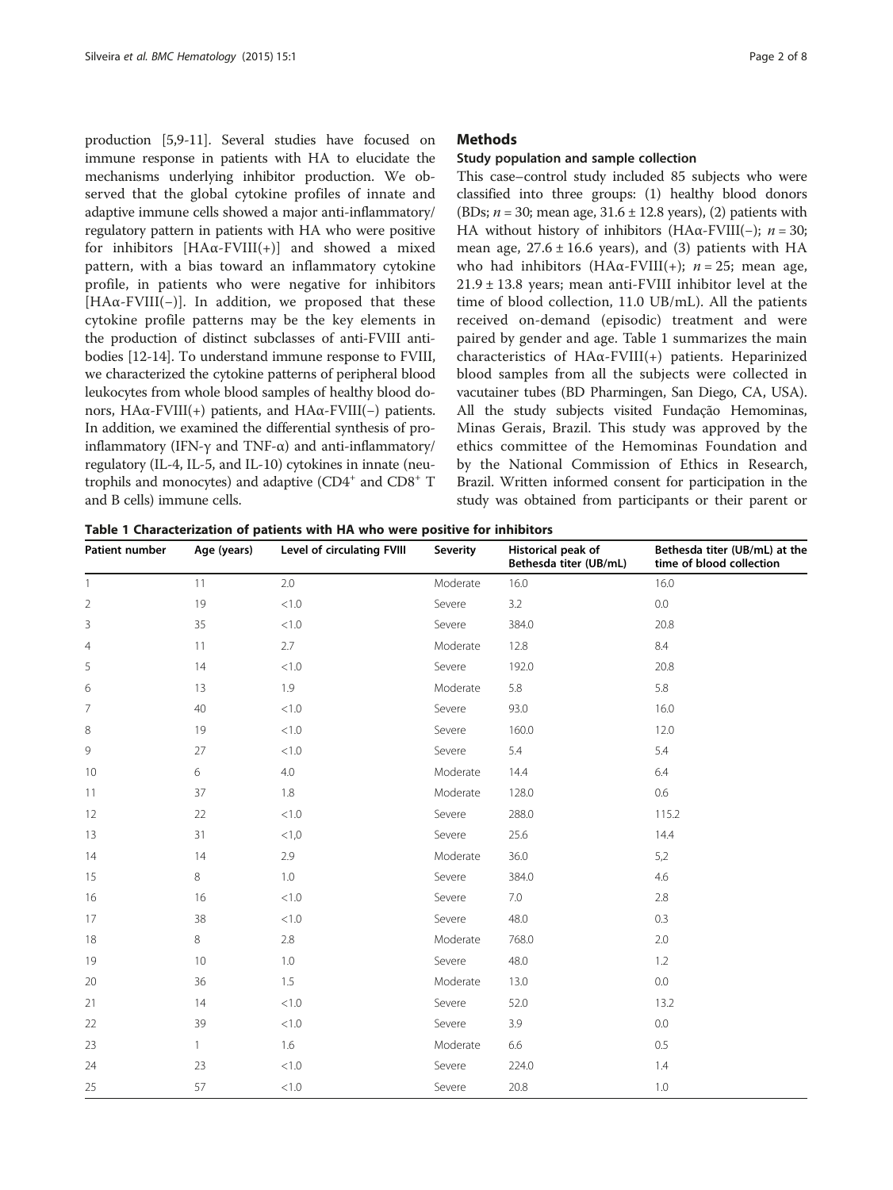production [5,9-11]. Several studies have focused on immune response in patients with HA to elucidate the mechanisms underlying inhibitor production. We observed that the global cytokine profiles of innate and adaptive immune cells showed a major anti-inflammatory/regulatory pattern in patients with HA who were positive for inhibitors [HAα-FVIII(+)] and showed a mixed pattern, with a bias toward an inflammatory cytokine profile, in patients who were negative for inhibitors [HAα-FVIII(−)]. In addition, we proposed that these cytokine profile patterns may be the key elements in the production of distinct subclasses of anti-FVIII antibodies [12-14]. To understand immune response to FVIII, we characterized the cytokine patterns of peripheral blood leukocytes from whole blood samples of healthy blood donors, HAα-FVIII(+) patients, and HAα-FVIII(−) patients. In addition, we examined the differential synthesis of pro-inflammatory (IFN-γ and TNF-α) and anti-inflammatory/regulatory (IL-4, IL-5, and IL-10) cytokines in innate (neutrophils and monocytes) and adaptive ($CD4^+$ and $CD8^+$ T and B cells) immune cells.

## Methods

### Study population and sample collection

This case–control study included 85 subjects who were classified into three groups: (1) healthy blood donors (BDs; $n = 30$; mean age, $31.6 \pm 12.8$ years), (2) patients with HA without history of inhibitors (HAα-FVIII(−); $n = 30$; mean age, $27.6 \pm 16.6$ years), and (3) patients with HA who had inhibitors (HAα-FVIII(+); $n = 25$; mean age, $21.9 \pm 13.8$ years; mean anti-FVIII inhibitor level at the time of blood collection, 11.0 UB/mL). All the patients received on-demand (episodic) treatment and were paired by gender and age. Table 1 summarizes the main characteristics of HAα-FVIII(+) patients. Heparinized blood samples from all the subjects were collected in vacutainer tubes (BD Pharmingen, San Diego, CA, USA). All the study subjects visited Fundação Hemominas, Minas Gerais, Brazil. This study was approved by the ethics committee of the Hemominas Foundation and by the National Commission of Ethics in Research, Brazil. Written informed consent for participation in the study was obtained from participants or their parent or

**Table 1 Characterization of patients with HA who were positive for inhibitors**

| Patient number | Age (years) | Level of circulating FVIII | Severity | Historical peak of Bethesda titer (UB/mL) | Bethesda titer (UB/mL) at the time of blood collection |
|---|---|---|---|---|---|
| 1 | 11 | 2.0 | Moderate | 16.0 | 16.0 |
| 2 | 19 | <1.0 | Severe | 3.2 | 0.0 |
| 3 | 35 | <1.0 | Severe | 384.0 | 20.8 |
| 4 | 11 | 2.7 | Moderate | 12.8 | 8.4 |
| 5 | 14 | <1.0 | Severe | 192.0 | 20.8 |
| 6 | 13 | 1.9 | Moderate | 5.8 | 5.8 |
| 7 | 40 | <1.0 | Severe | 93.0 | 16.0 |
| 8 | 19 | <1.0 | Severe | 160.0 | 12.0 |
| 9 | 27 | <1.0 | Severe | 5.4 | 5.4 |
| 10 | 6 | 4.0 | Moderate | 14.4 | 6.4 |
| 11 | 37 | 1.8 | Moderate | 128.0 | 0.6 |
| 12 | 22 | <1.0 | Severe | 288.0 | 115.2 |
| 13 | 31 | <1,0 | Severe | 25.6 | 14.4 |
| 14 | 14 | 2.9 | Moderate | 36.0 | 5,2 |
| 15 | 8 | 1.0 | Severe | 384.0 | 4.6 |
| 16 | 16 | <1.0 | Severe | 7.0 | 2.8 |
| 17 | 38 | <1.0 | Severe | 48.0 | 0.3 |
| 18 | 8 | 2.8 | Moderate | 768.0 | 2.0 |
| 19 | 10 | 1.0 | Severe | 48.0 | 1.2 |
| 20 | 36 | 1.5 | Moderate | 13.0 | 0.0 |
| 21 | 14 | <1.0 | Severe | 52.0 | 13.2 |
| 22 | 39 | <1.0 | Severe | 3.9 | 0.0 |
| 23 | 1 | 1.6 | Moderate | 6.6 | 0.5 |
| 24 | 23 | <1.0 | Severe | 224.0 | 1.4 |
| 25 | 57 | <1.0 | Severe | 20.8 | 1.0 |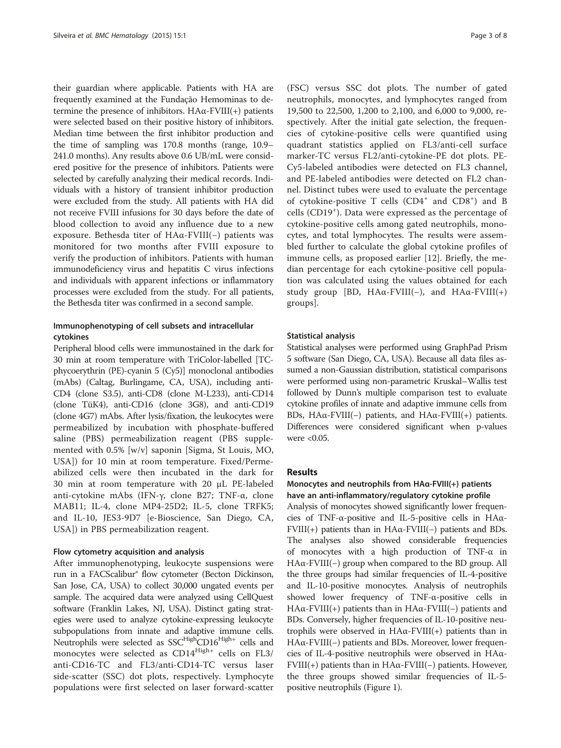their guardian where applicable. Patients with HA are frequently examined at the Fundação Hemominas to determine the presence of inhibitors. HAα-FVIII(+) patients were selected based on their positive history of inhibitors. Median time between the first inhibitor production and the time of sampling was 170.8 months (range, 10.9–241.0 months). Any results above 0.6 UB/mL were considered positive for the presence of inhibitors. Patients were selected by carefully analyzing their medical records. Individuals with a history of transient inhibitor production were excluded from the study. All patients with HA did not receive FVIII infusions for 30 days before the date of blood collection to avoid any influence due to a new exposure. Bethesda titer of HAα-FVIII(−) patients was monitored for two months after FVIII exposure to verify the production of inhibitors. Patients with human immunodeficiency virus and hepatitis C virus infections and individuals with apparent infections or inflammatory processes were excluded from the study. For all patients, the Bethesda titer was confirmed in a second sample.

### Immunophenotyping of cell subsets and intracellular cytokines

Peripheral blood cells were immunostained in the dark for 30 min at room temperature with TriColor-labelled [TC-phycoerythrin (PE)-cyanin 5 (Cy5)] monoclonal antibodies (mAbs) (Caltag, Burlingame, CA, USA), including anti-CD4 (clone S3.5), anti-CD8 (clone M-L233), anti-CD14 (clone TüK4), anti-CD16 (clone 3G8), and anti-CD19 (clone 4G7) mAbs. After lysis/fixation, the leukocytes were permeabilized by incubation with phosphate-buffered saline (PBS) permeabilization reagent (PBS supplemented with 0.5% [w/v] saponin [Sigma, St Louis, MO, USA]) for 10 min at room temperature. Fixed/Permeabilized cells were then incubated in the dark for 30 min at room temperature with 20 μL PE-labeled anti-cytokine mAbs (IFN-γ, clone B27; TNF-α, clone MAB11; IL-4, clone MP4-25D2; IL-5, clone TRFK5; and IL-10, JES3-9D7 [e-Bioscience, San Diego, CA, USA]) in PBS permeabilization reagent.

### Flow cytometry acquisition and analysis

After immunophenotyping, leukocyte suspensions were run in a FACScalibur® flow cytometer (Becton Dickinson, San Jose, CA, USA) to collect 30,000 ungated events per sample. The acquired data were analyzed using CellQuest software (Franklin Lakes, NJ, USA). Distinct gating strategies were used to analyze cytokine-expressing leukocyte subpopulations from innate and adaptive immune cells. Neutrophils were selected as $SSC^{High}CD16^{High+}$ cells and monocytes were selected as $CD14^{High+}$ cells on FL3/anti-CD16-TC and FL3/anti-CD14-TC versus laser side-scatter (SSC) dot plots, respectively. Lymphocyte populations were first selected on laser forward-scatter (FSC) versus SSC dot plots. The number of gated neutrophils, monocytes, and lymphocytes ranged from 19,500 to 22,500, 1,200 to 2,100, and 6,000 to 9,000, respectively. After the initial gate selection, the frequencies of cytokine-positive cells were quantified using quadrant statistics applied on FL3/anti-cell surface marker-TC versus FL2/anti-cytokine-PE dot plots. PE-Cy5-labeled antibodies were detected on FL3 channel, and PE-labeled antibodies were detected on FL2 channel. Distinct tubes were used to evaluate the percentage of cytokine-positive T cells ($CD4^+$ and $CD8^+$) and B cells ($CD19^+$). Data were expressed as the percentage of cytokine-positive cells among gated neutrophils, monocytes, and total lymphocytes. The results were assembled further to calculate the global cytokine profiles of immune cells, as proposed earlier [12]. Briefly, the median percentage for each cytokine-positive cell population was calculated using the values obtained for each study group [BD, HAα-FVIII(−), and HAα-FVIII(+) groups].

### Statistical analysis

Statistical analyses were performed using GraphPad Prism 5 software (San Diego, CA, USA). Because all data files assumed a non-Gaussian distribution, statistical comparisons were performed using non-parametric Kruskal–Wallis test followed by Dunn's multiple comparison test to evaluate cytokine profiles of innate and adaptive immune cells from BDs, HAα-FVIII(−) patients, and HAα-FVIII(+) patients. Differences were considered significant when p-values were <0.05.

## Results

### Monocytes and neutrophils from HAα-FVIII(+) patients have an anti-inflammatory/regulatory cytokine profile

Analysis of monocytes showed significantly lower frequencies of TNF-α-positive and IL-5-positive cells in HAα-FVIII(+) patients than in HAα-FVIII(−) patients and BDs. The analyses also showed considerable frequencies of monocytes with a high production of TNF-α in HAα-FVIII(−) group when compared to the BD group. All the three groups had similar frequencies of IL-4-positive and IL-10-positive monocytes. Analysis of neutrophils showed lower frequency of TNF-α-positive cells in HAα-FVIII(+) patients than in HAα-FVIII(−) patients and BDs. Conversely, higher frequencies of IL-10-positive neutrophils were observed in HAα-FVIII(+) patients than in HAα-FVIII(−) patients and BDs. Moreover, lower frequencies of IL-4-positive neutrophils were observed in HAα-FVIII(+) patients than in HAα-FVIII(−) patients. However, the three groups showed similar frequencies of IL-5-positive neutrophils (Figure 1).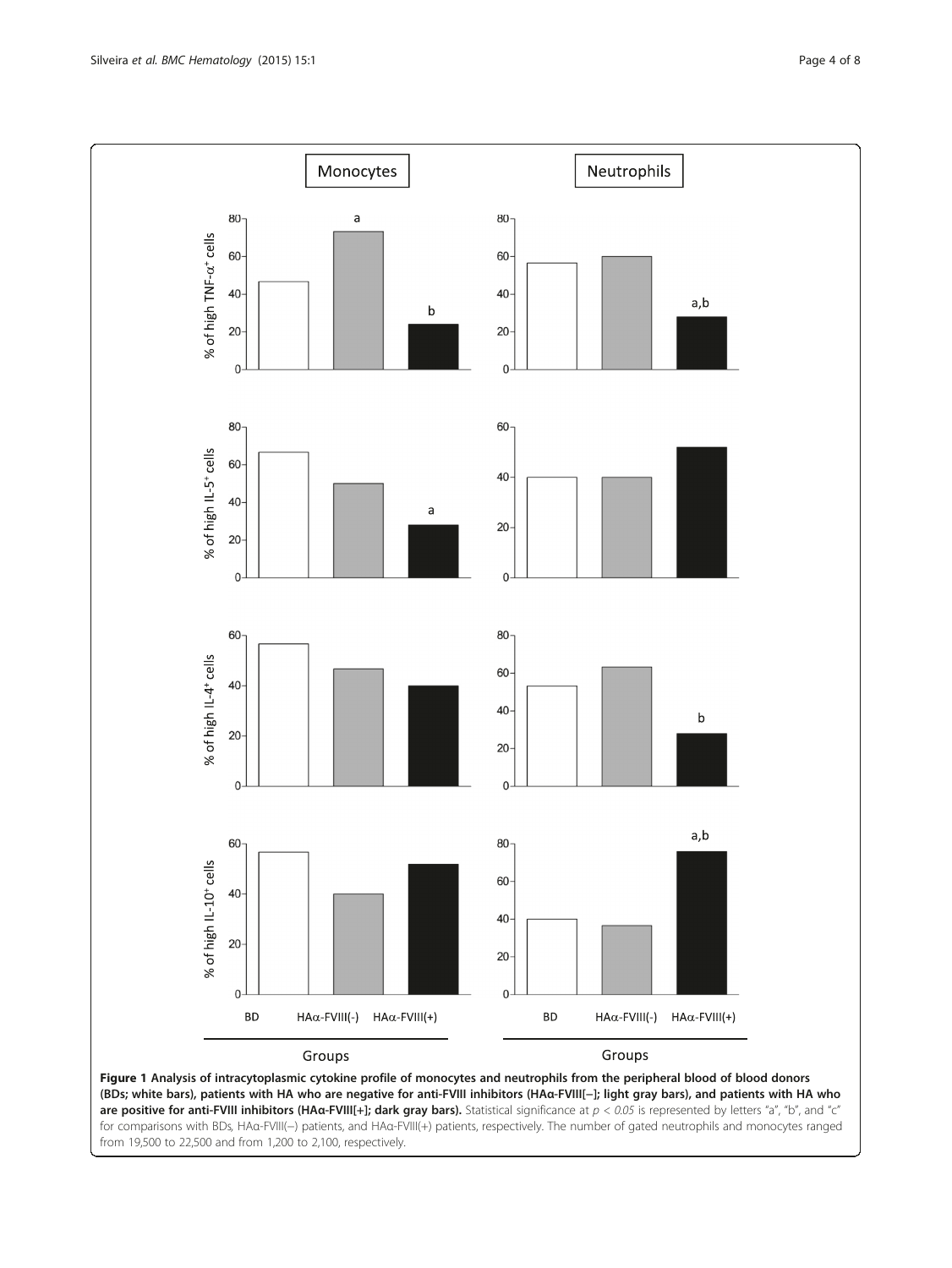**Figure 1 Analysis of intracytoplasmic cytokine profile of monocytes and neutrophils from the peripheral blood of blood donors (BDs; white bars), patients with HA who are negative for anti-FVIII inhibitors (HAα-FVIII[−]; light gray bars), and patients with HA who are positive for anti-FVIII inhibitors (HAα-FVIII[+]; dark gray bars).** Statistical significance at $p < 0.05$ is represented by letters "a", "b", and "c" for comparisons with BDs, HAα-FVIII(−) patients, and HAα-FVIII(+) patients, respectively. The number of gated neutrophils and monocytes ranged from 19,500 to 22,500 and from 1,200 to 2,100, respectively.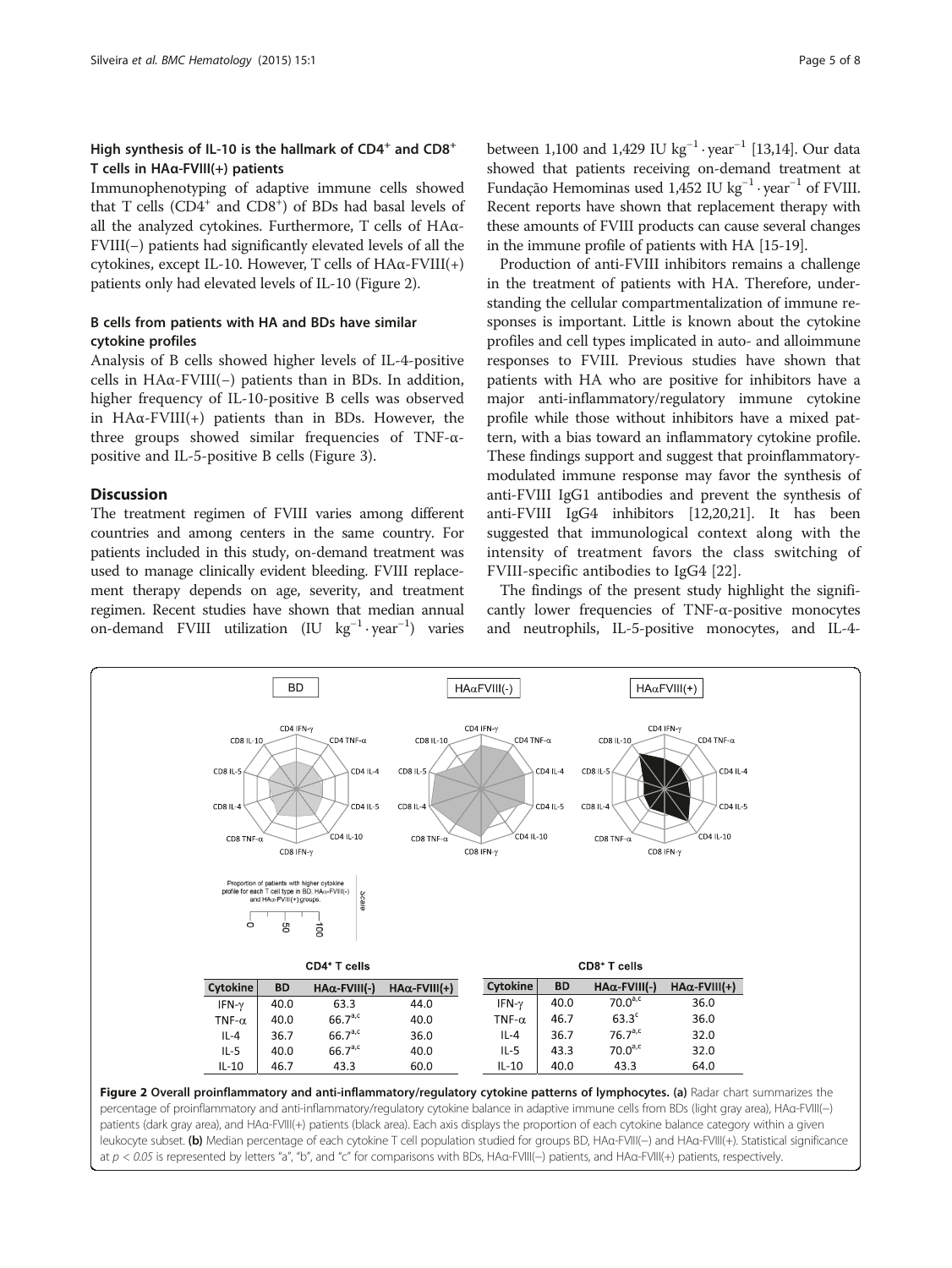### High synthesis of IL-10 is the hallmark of CD4⁺ and CD8⁺ T cells in HAα-FVIII(+) patients

Immunophenotyping of adaptive immune cells showed that T cells (CD4⁺ and CD8⁺) of BDs had basal levels of all the analyzed cytokines. Furthermore, T cells of HAα-FVIII(−) patients had significantly elevated levels of all the cytokines, except IL-10. However, T cells of HAα-FVIII(+) patients only had elevated levels of IL-10 (Figure 2).

### B cells from patients with HA and BDs have similar cytokine profiles

Analysis of B cells showed higher levels of IL-4-positive cells in HAα-FVIII(−) patients than in BDs. In addition, higher frequency of IL-10-positive B cells was observed in HAα-FVIII(+) patients than in BDs. However, the three groups showed similar frequencies of TNF-α-positive and IL-5-positive B cells (Figure 3).

## Discussion

The treatment regimen of FVIII varies among different countries and among centers in the same country. For patients included in this study, on-demand treatment was used to manage clinically evident bleeding. FVIII replacement therapy depends on age, severity, and treatment regimen. Recent studies have shown that median annual on-demand FVIII utilization (IU $kg^{-1} \cdot year^{-1}$) varies between 1,100 and 1,429 IU $kg^{-1} \cdot year^{-1}$ [13,14]. Our data showed that patients receiving on-demand treatment at Fundação Hemominas used 1,452 IU $kg^{-1} \cdot year^{-1}$ of FVIII. Recent reports have shown that replacement therapy with these amounts of FVIII products can cause several changes in the immune profile of patients with HA [15-19].

Production of anti-FVIII inhibitors remains a challenge in the treatment of patients with HA. Therefore, understanding the cellular compartmentalization of immune responses is important. Little is known about the cytokine profiles and cell types implicated in auto- and alloimmune responses to FVIII. Previous studies have shown that patients with HA who are positive for inhibitors have a major anti-inflammatory/regulatory immune cytokine profile while those without inhibitors have a mixed pattern, with a bias toward an inflammatory cytokine profile. These findings support and suggest that proinflammatory-modulated immune response may favor the synthesis of anti-FVIII IgG1 antibodies and prevent the synthesis of anti-FVIII IgG4 inhibitors [12,20,21]. It has been suggested that immunological context along with the intensity of treatment favors the class switching of FVIII-specific antibodies to IgG4 [22].

The findings of the present study highlight the significantly lower frequencies of TNF-α-positive monocytes and neutrophils, IL-5-positive monocytes, and IL-4-

**CD4⁺ T cells**

| Cytokine | BD | HAα-FVIII(-) | HAα-FVIII(+) |
|---|---|---|---|
| IFN-γ | 40.0 | 63.3 | 44.0 |
| TNF-α | 40.0 | 66.7$^{a,c}$ | 40.0 |
| IL-4 | 36.7 | 66.7$^{a,c}$ | 36.0 |
| IL-5 | 40.0 | 66.7$^{a,c}$ | 40.0 |
| IL-10 | 46.7 | 43.3 | 60.0 |

**CD8⁺ T cells**

| Cytokine | BD | HAα-FVIII(-) | HAα-FVIII(+) |
|---|---|---|---|
| IFN-γ | 40.0 | 70.0$^{a,c}$ | 36.0 |
| TNF-α | 46.7 | 63.3$^{c}$ | 36.0 |
| IL-4 | 36.7 | 76.7$^{a,c}$ | 32.0 |
| IL-5 | 43.3 | 70.0$^{a,c}$ | 32.0 |
| IL-10 | 40.0 | 43.3 | 64.0 |

**Figure 2 Overall proinflammatory and anti-inflammatory/regulatory cytokine patterns of lymphocytes. (a)** Radar chart summarizes the percentage of proinflammatory and anti-inflammatory/regulatory cytokine balance in adaptive immune cells from BDs (light gray area), HAα-FVIII(−) patients (dark gray area), and HAα-FVIII(+) patients (black area). Each axis displays the proportion of each cytokine balance category within a given leukocyte subset. **(b)** Median percentage of each cytokine T cell population studied for groups BD, HAα-FVIII(−) and HAα-FVIII(+). Statistical significance at $p < 0.05$ is represented by letters "a", "b", and "c" for comparisons with BDs, HAα-FVIII(−) patients, and HAα-FVIII(+) patients, respectively.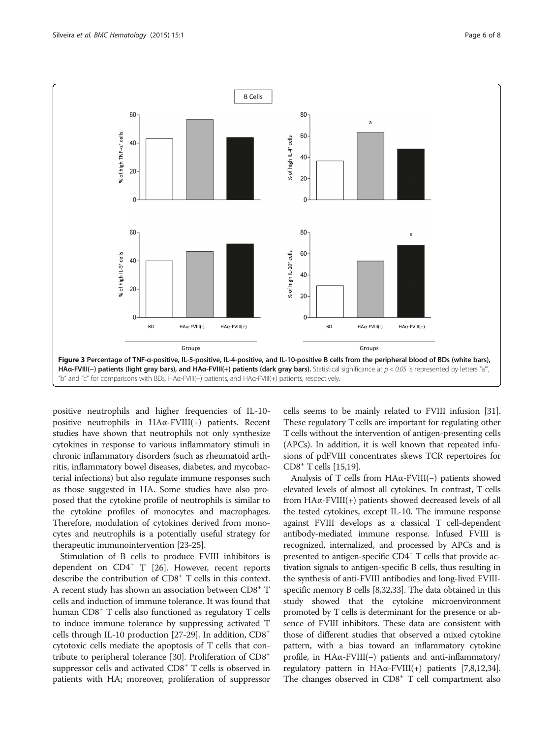Figure 3 Percentage of TNF-α-positive, IL-5-positive, IL-4-positive, and IL-10-positive B cells from the peripheral blood of BDs (white bars), HAα-FVIII(−) patients (light gray bars), and HAα-FVIII(+) patients (dark gray bars). Statistical significance at $p < 0.05$ is represented by letters "a"', "b" and "c" for comparisons with BDs, HAα-FVIII(−) patients, and HAα-FVIII(+) patients, respectively.

positive neutrophils and higher frequencies of IL-10-positive neutrophils in HAα-FVIII(+) patients. Recent studies have shown that neutrophils not only synthesize cytokines in response to various inflammatory stimuli in chronic inflammatory disorders (such as rheumatoid arthritis, inflammatory bowel diseases, diabetes, and mycobacterial infections) but also regulate immune responses such as those suggested in HA. Some studies have also proposed that the cytokine profile of neutrophils is similar to the cytokine profiles of monocytes and macrophages. Therefore, modulation of cytokines derived from monocytes and neutrophils is a potentially useful strategy for therapeutic immunointervention [23-25].

Stimulation of B cells to produce FVIII inhibitors is dependent on $CD4^+$ T [26]. However, recent reports describe the contribution of $CD8^+$ T cells in this context. A recent study has shown an association between $CD8^+$ T cells and induction of immune tolerance. It was found that human $CD8^+$ T cells also functioned as regulatory T cells to induce immune tolerance by suppressing activated T cells through IL-10 production [27-29]. In addition, $CD8^+$ cytotoxic cells mediate the apoptosis of T cells that contribute to peripheral tolerance [30]. Proliferation of $CD8^+$ suppressor cells and activated $CD8^+$ T cells is observed in patients with HA; moreover, proliferation of suppressor cells seems to be mainly related to FVIII infusion [31]. These regulatory T cells are important for regulating other T cells without the intervention of antigen-presenting cells (APCs). In addition, it is well known that repeated infusions of pdFVIII concentrates skews TCR repertoires for $CD8^+$ T cells [15,19].

Analysis of T cells from HAα-FVIII(−) patients showed elevated levels of almost all cytokines. In contrast, T cells from HAα-FVIII(+) patients showed decreased levels of all the tested cytokines, except IL-10. The immune response against FVIII develops as a classical T cell-dependent antibody-mediated immune response. Infused FVIII is recognized, internalized, and processed by APCs and is presented to antigen-specific $CD4^+$ T cells that provide activation signals to antigen-specific B cells, thus resulting in the synthesis of anti-FVIII antibodies and long-lived FVIII-specific memory B cells [8,32,33]. The data obtained in this study showed that the cytokine microenvironment promoted by T cells is determinant for the presence or absence of FVIII inhibitors. These data are consistent with those of different studies that observed a mixed cytokine pattern, with a bias toward an inflammatory cytokine profile, in HAα-FVIII(−) patients and anti-inflammatory/regulatory pattern in HAα-FVIII(+) patients [7,8,12,34]. The changes observed in $CD8^+$ T cell compartment also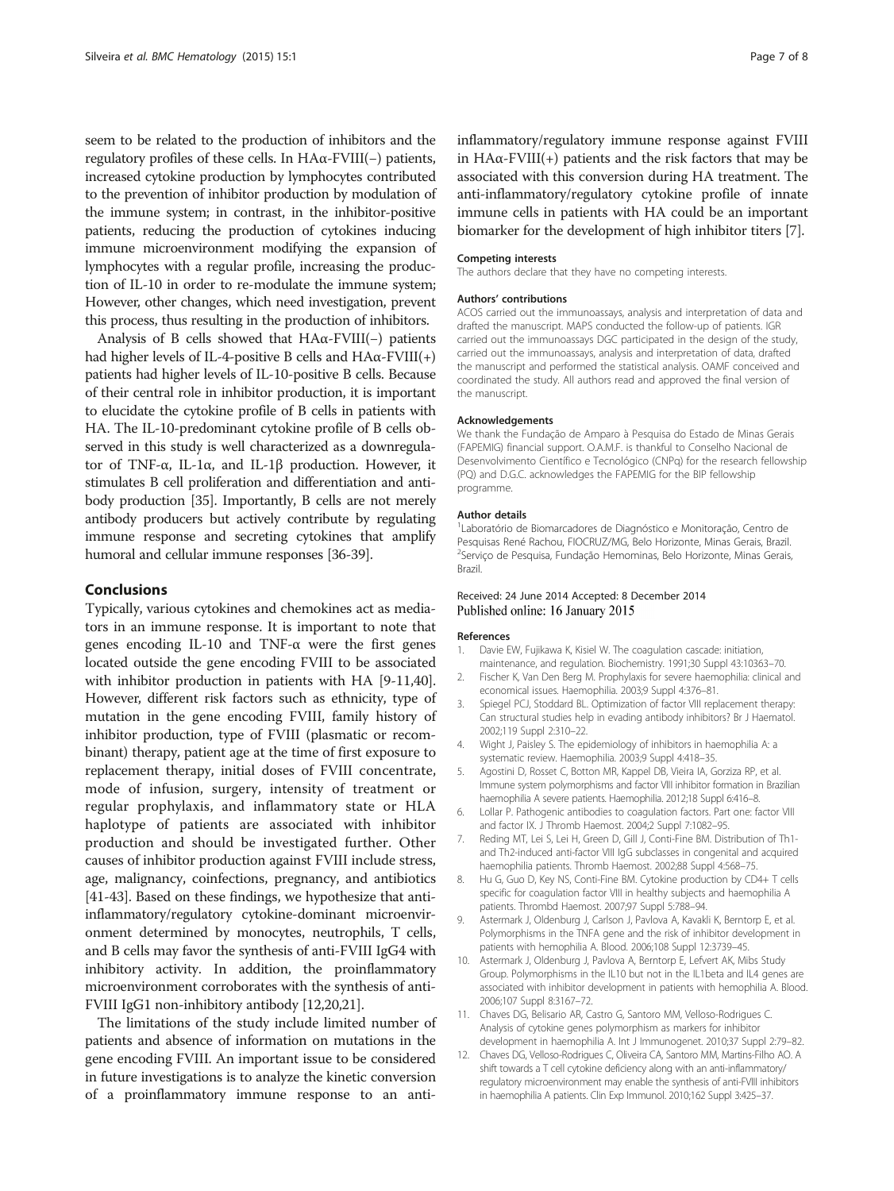seem to be related to the production of inhibitors and the regulatory profiles of these cells. In HAα-FVIII(−) patients, increased cytokine production by lymphocytes contributed to the prevention of inhibitor production by modulation of the immune system; in contrast, in the inhibitor-positive patients, reducing the production of cytokines inducing immune microenvironment modifying the expansion of lymphocytes with a regular profile, increasing the production of IL-10 in order to re-modulate the immune system; However, other changes, which need investigation, prevent this process, thus resulting in the production of inhibitors.

Analysis of B cells showed that HAα-FVIII(−) patients had higher levels of IL-4-positive B cells and HAα-FVIII(+) patients had higher levels of IL-10-positive B cells. Because of their central role in inhibitor production, it is important to elucidate the cytokine profile of B cells in patients with HA. The IL-10-predominant cytokine profile of B cells observed in this study is well characterized as a downregulator of TNF-α, IL-1α, and IL-1β production. However, it stimulates B cell proliferation and differentiation and antibody production [35]. Importantly, B cells are not merely antibody producers but actively contribute by regulating immune response and secreting cytokines that amplify humoral and cellular immune responses [36-39].

## Conclusions

Typically, various cytokines and chemokines act as mediators in an immune response. It is important to note that genes encoding IL-10 and TNF-α were the first genes located outside the gene encoding FVIII to be associated with inhibitor production in patients with HA [9-11,40]. However, different risk factors such as ethnicity, type of mutation in the gene encoding FVIII, family history of inhibitor production, type of FVIII (plasmatic or recombinant) therapy, patient age at the time of first exposure to replacement therapy, initial doses of FVIII concentrate, mode of infusion, surgery, intensity of treatment or regular prophylaxis, and inflammatory state or HLA haplotype of patients are associated with inhibitor production and should be investigated further. Other causes of inhibitor production against FVIII include stress, age, malignancy, coinfections, pregnancy, and antibiotics [41-43]. Based on these findings, we hypothesize that anti-inflammatory/regulatory cytokine-dominant microenvironment determined by monocytes, neutrophils, T cells, and B cells may favor the synthesis of anti-FVIII IgG4 with inhibitory activity. In addition, the proinflammatory microenvironment corroborates with the synthesis of anti-FVIII IgG1 non-inhibitory antibody [12,20,21].

The limitations of the study include limited number of patients and absence of information on mutations in the gene encoding FVIII. An important issue to be considered in future investigations is to analyze the kinetic conversion of a proinflammatory immune response to an anti-inflammatory/regulatory immune response against FVIII in HAα-FVIII(+) patients and the risk factors that may be associated with this conversion during HA treatment. The anti-inflammatory/regulatory cytokine profile of innate immune cells in patients with HA could be an important biomarker for the development of high inhibitor titers [7].

#### Competing interests

The authors declare that they have no competing interests.

#### Authors' contributions

ACOS carried out the immunoassays, analysis and interpretation of data and drafted the manuscript. MAPS conducted the follow-up of patients. IGR carried out the immunoassays DGC participated in the design of the study, carried out the immunoassays, analysis and interpretation of data, drafted the manuscript and performed the statistical analysis. OAMF conceived and coordinated the study. All authors read and approved the final version of the manuscript.

#### Acknowledgements

We thank the Fundação de Amparo à Pesquisa do Estado de Minas Gerais (FAPEMIG) financial support. O.A.M.F. is thankful to Conselho Nacional de Desenvolvimento Científico e Tecnológico (CNPq) for the research fellowship (PQ) and D.G.C. acknowledges the FAPEMIG for the BIP fellowship programme.

#### Author details

[1]Laboratório de Biomarcadores de Diagnóstico e Monitoração, Centro de Pesquisas René Rachou, FIOCRUZ/MG, Belo Horizonte, Minas Gerais, Brazil. [2]Serviço de Pesquisa, Fundação Hemominas, Belo Horizonte, Minas Gerais, Brazil.

Received: 24 June 2014 Accepted: 8 December 2014
Published online: 16 January 2015

#### References

1. Davie EW, Fujikawa K, Kisiel W. The coagulation cascade: initiation, maintenance, and regulation. Biochemistry. 1991;30 Suppl 43:10363–70.
2. Fischer K, Van Den Berg M. Prophylaxis for severe haemophilia: clinical and economical issues. Haemophilia. 2003;9 Suppl 4:376–81.
3. Spiegel PCJ, Stoddard BL. Optimization of factor VIII replacement therapy: Can structural studies help in evading antibody inhibitors? Br J Haematol. 2002;119 Suppl 2:310–22.
4. Wight J, Paisley S. The epidemiology of inhibitors in haemophilia A: a systematic review. Haemophilia. 2003;9 Suppl 4:418–35.
5. Agostini D, Rosset C, Botton MR, Kappel DB, Vieira IA, Gorziza RP, et al. Immune system polymorphisms and factor VIII inhibitor formation in Brazilian haemophilia A severe patients. Haemophilia. 2012;18 Suppl 6:416–8.
6. Lollar P. Pathogenic antibodies to coagulation factors. Part one: factor VIII and factor IX. J Thromb Haemost. 2004;2 Suppl 7:1082–95.
7. Reding MT, Lei S, Lei H, Green D, Gill J, Conti-Fine BM. Distribution of Th1- and Th2-induced anti-factor VIII IgG subclasses in congenital and acquired haemophilia patients. Thromb Haemost. 2002;88 Suppl 4:568–75.
8. Hu G, Guo D, Key NS, Conti-Fine BM. Cytokine production by CD4+ T cells specific for coagulation factor VIII in healthy subjects and haemophilia A patients. Thrombd Haemost. 2007;97 Suppl 5:788–94.
9. Astermark J, Oldenburg J, Carlson J, Pavlova A, Kavakli K, Berntorp E, et al. Polymorphisms in the TNFA gene and the risk of inhibitor development in patients with hemophilia A. Blood. 2006;108 Suppl 12:3739–45.
10. Astermark J, Oldenburg J, Pavlova A, Berntorp E, Lefvert AK, Mibs Study Group. Polymorphisms in the IL10 but not in the IL1beta and IL4 genes are associated with inhibitor development in patients with hemophilia A. Blood. 2006;107 Suppl 8:3167–72.
11. Chaves DG, Belisario AR, Castro G, Santoro MM, Velloso-Rodrigues C. Analysis of cytokine genes polymorphism as markers for inhibitor development in haemophilia A. Int J Immunogenet. 2010;37 Suppl 2:79–82.
12. Chaves DG, Velloso-Rodrigues C, Oliveira CA, Santoro MM, Martins-Filho AO. A shift towards a T cell cytokine deficiency along with an anti-inflammatory/regulatory microenvironment may enable the synthesis of anti-FVIII inhibitors in haemophilia A patients. Clin Exp Immunol. 2010;162 Suppl 3:425–37.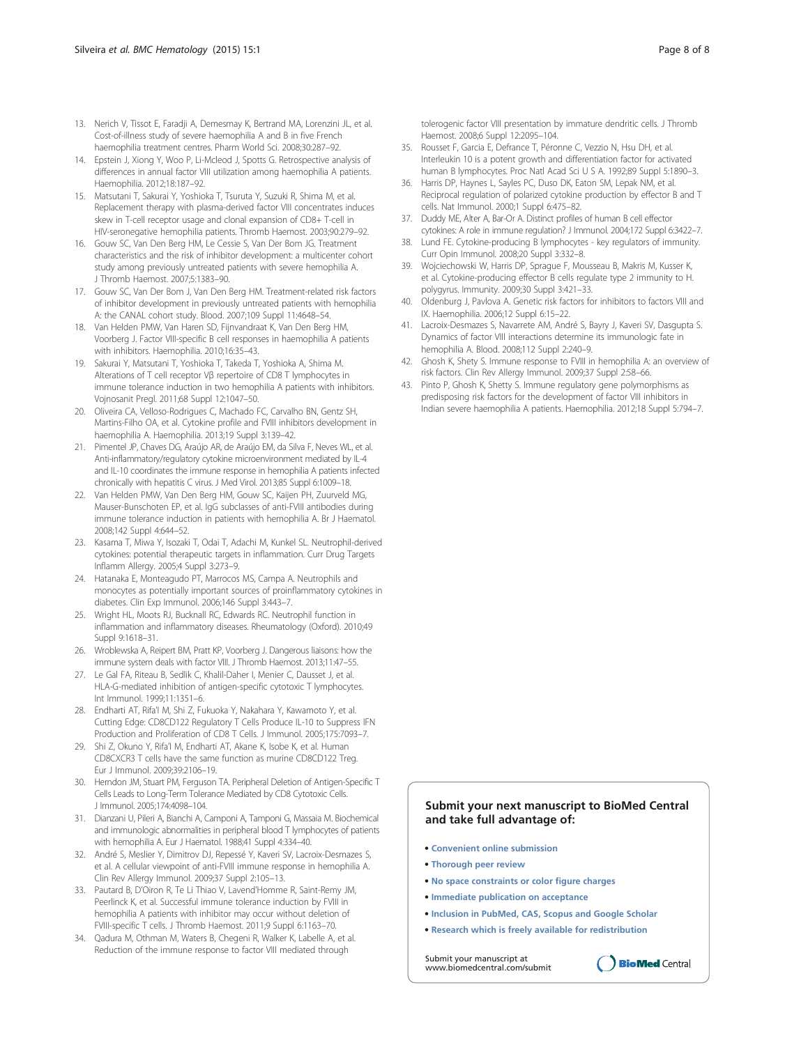13. Nerich V, Tissot E, Faradji A, Demesmay K, Bertrand MA, Lorenzini JL, et al. Cost-of-illness study of severe haemophilia A and B in five French haemophilia treatment centres. Pharm World Sci. 2008;30:287–92.
14. Epstein J, Xiong Y, Woo P, Li-Mcleod J, Spotts G. Retrospective analysis of differences in annual factor VIII utilization among haemophilia A patients. Haemophilia. 2012;18:187–92.
15. Matsutani T, Sakurai Y, Yoshioka T, Tsuruta Y, Suzuki R, Shima M, et al. Replacement therapy with plasma-derived factor VIII concentrates induces skew in T-cell receptor usage and clonal expansion of CD8+ T-cell in HIV-seronegative hemophilia patients. Thromb Haemost. 2003;90:279–92.
16. Gouw SC, Van Den Berg HM, Le Cessie S, Van Der Bom JG. Treatment characteristics and the risk of inhibitor development: a multicenter cohort study among previously untreated patients with severe hemophilia A. J Thromb Haemost. 2007;5:1383–90.
17. Gouw SC, Van Der Bom J, Van Den Berg HM. Treatment-related risk factors of inhibitor development in previously untreated patients with hemophilia A: the CANAL cohort study. Blood. 2007;109 Suppl 11:4648–54.
18. Van Helden PMW, Van Haren SD, Fijnvandraat K, Van Den Berg HM, Voorberg J. Factor VIII-specific B cell responses in haemophilia A patients with inhibitors. Haemophilia. 2010;16:35–43.
19. Sakurai Y, Matsutani T, Yoshioka T, Takeda T, Yoshioka A, Shima M. Alterations of T cell receptor Vβ repertoire of CD8 T lymphocytes in immune tolerance induction in two hemophilia A patients with inhibitors. Vojnosanit Pregl. 2011;68 Suppl 12:1047–50.
20. Oliveira CA, Velloso-Rodrigues C, Machado FC, Carvalho BN, Gentz SH, Martins-Filho OA, et al. Cytokine profile and FVIII inhibitors development in haemophilia A. Haemophilia. 2013;19 Suppl 3:139–42.
21. Pimentel JP, Chaves DG, Araújo AR, de Araújo EM, da Silva F, Neves WL, et al. Anti-inflammatory/regulatory cytokine microenvironment mediated by IL-4 and IL-10 coordinates the immune response in hemophilia A patients infected chronically with hepatitis C virus. J Med Virol. 2013;85 Suppl 6:1009–18.
22. Van Helden PMW, Van Den Berg HM, Gouw SC, Kaijen PH, Zuurveld MG, Mauser-Bunschoten EP, et al. IgG subclasses of anti-FVIII antibodies during immune tolerance induction in patients with hemophilia A. Br J Haematol. 2008;142 Suppl 4:644–52.
23. Kasama T, Miwa Y, Isozaki T, Odai T, Adachi M, Kunkel SL. Neutrophil-derived cytokines: potential therapeutic targets in inflammation. Curr Drug Targets Inflamm Allergy. 2005;4 Suppl 3:273–9.
24. Hatanaka E, Monteagudo PT, Marrocos MS, Campa A. Neutrophils and monocytes as potentially important sources of proinflammatory cytokines in diabetes. Clin Exp Immunol. 2006;146 Suppl 3:443–7.
25. Wright HL, Moots RJ, Bucknall RC, Edwards RC. Neutrophil function in inflammation and inflammatory diseases. Rheumatology (Oxford). 2010;49 Suppl 9:1618–31.
26. Wroblewska A, Reipert BM, Pratt KP, Voorberg J. Dangerous liaisons: how the immune system deals with factor VIII. J Thromb Haemost. 2013;11:47–55.
27. Le Gal FA, Riteau B, Sedlik C, Khalil-Daher I, Menier C, Dausset J, et al. HLA-G-mediated inhibition of antigen-specific cytotoxic T lymphocytes. Int Immunol. 1999;11:1351–6.
28. Endharti AT, Rifa'I M, Shi Z, Fukuoka Y, Nakahara Y, Kawamoto Y, et al. Cutting Edge: CD8CD122 Regulatory T Cells Produce IL-10 to Suppress IFN Production and Proliferation of CD8 T Cells. J Immunol. 2005;175:7093–7.
29. Shi Z, Okuno Y, Rifa'I M, Endharti AT, Akane K, Isobe K, et al. Human CD8CXCR3 T cells have the same function as murine CD8CD122 Treg. Eur J Immunol. 2009;39:2106–19.
30. Herndon JM, Stuart PM, Ferguson TA. Peripheral Deletion of Antigen-Specific T Cells Leads to Long-Term Tolerance Mediated by CD8 Cytotoxic Cells. J Immunol. 2005;174:4098–104.
31. Dianzani U, Pileri A, Bianchi A, Camponi A, Tamponi G, Massaia M. Biochemical and immunologic abnormalities in peripheral blood T lymphocytes of patients with hemophilia A. Eur J Haematol. 1988;41 Suppl 4:334–40.
32. André S, Meslier Y, Dimitrov DJ, Repessé Y, Kaveri SV, Lacroix-Desmazes S, et al. A cellular viewpoint of anti-FVIII immune response in hemophilia A. Clin Rev Allergy Immunol. 2009;37 Suppl 2:105–13.
33. Pautard B, D'Oiron R, Te Li Thiao V, Lavend'Homme R, Saint-Remy JM, Peerlinck K, et al. Successful immune tolerance induction by FVIII in hemophilia A patients with inhibitor may occur without deletion of FVIII-specific T cells. J Thromb Haemost. 2011;9 Suppl 6:1163–70.
34. Qadura M, Othman M, Waters B, Chegeni R, Walker K, Labelle A, et al. Reduction of the immune response to factor VIII mediated through tolerogenic factor VIII presentation by immature dendritic cells. J Thromb Haemost. 2008;6 Suppl 12:2095–104.
35. Rousset F, Garcia E, Defrance T, Péronne C, Vezzio N, Hsu DH, et al. Interleukin 10 is a potent growth and differentiation factor for activated human B lymphocytes. Proc Natl Acad Sci U S A. 1992;89 Suppl 5:1890–3.
36. Harris DP, Haynes L, Sayles PC, Duso DK, Eaton SM, Lepak NM, et al. Reciprocal regulation of polarized cytokine production by effector B and T cells. Nat Immunol. 2000;1 Suppl 6:475–82.
37. Duddy ME, Alter A, Bar-Or A. Distinct profiles of human B cell effector cytokines: A role in immune regulation? J Immunol. 2004;172 Suppl 6:3422–7.
38. Lund FE. Cytokine-producing B lymphocytes - key regulators of immunity. Curr Opin Immunol. 2008;20 Suppl 3:332–8.
39. Wojciechowski W, Harris DP, Sprague F, Mousseau B, Makris M, Kusser K, et al. Cytokine-producing effector B cells regulate type 2 immunity to H. polygyrus. Immunity. 2009;30 Suppl 3:421–33.
40. Oldenburg J, Pavlova A. Genetic risk factors for inhibitors to factors VIII and IX. Haemophilia. 2006;12 Suppl 6:15–22.
41. Lacroix-Desmazes S, Navarrete AM, André S, Bayry J, Kaveri SV, Dasgupta S. Dynamics of factor VIII interactions determine its immunologic fate in hemophilia A. Blood. 2008;112 Suppl 2:240–9.
42. Ghosh K, Shety S. Immune response to FVIII in hemophilia A: an overview of risk factors. Clin Rev Allergy Immunol. 2009;37 Suppl 2:58–66.
43. Pinto P, Ghosh K, Shetty S. Immune regulatory gene polymorphisms as predisposing risk factors for the development of factor VIII inhibitors in Indian severe haemophilia A patients. Haemophilia. 2012;18 Suppl 5:794–7.

**Submit your next manuscript to BioMed Central and take full advantage of:**

- **Convenient online submission**
- **Thorough peer review**
- **No space constraints or color figure charges**
- **Immediate publication on acceptance**
- **Inclusion in PubMed, CAS, Scopus and Google Scholar**
- **Research which is freely available for redistribution**

Submit your manuscript at www.biomedcentral.com/submit

BioMed Central